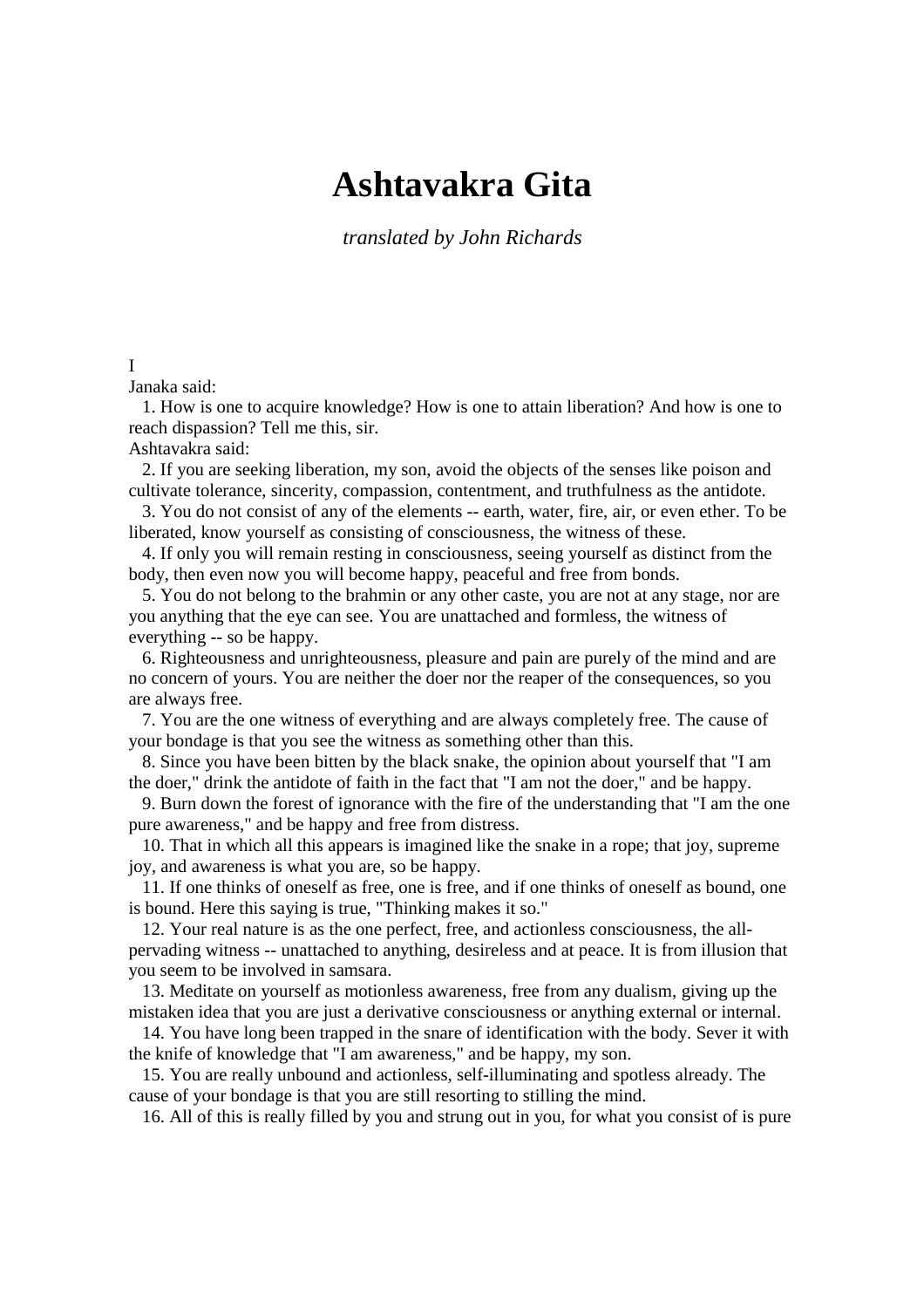# Ashtavakra Gita

*translated by John Richards*

I

Janaka said:

1. How is one to acquire knowledge? How is one to attain liberation? And how is one to reach dispassion? Tell me this, sir.

Ashtavakra said:

2. If you are seeking liberation, my son, avoid the objects of the senses like poison and cultivate tolerance, sincerity, compassion, contentment, and truthfulness as the antidote.
3. You do not consist of any of the elements -- earth, water, fire, air, or even ether. To be liberated, know yourself as consisting of consciousness, the witness of these.
4. If only you will remain resting in consciousness, seeing yourself as distinct from the body, then even now you will become happy, peaceful and free from bonds.
5. You do not belong to the brahmin or any other caste, you are not at any stage, nor are you anything that the eye can see. You are unattached and formless, the witness of everything -- so be happy.
6. Righteousness and unrighteousness, pleasure and pain are purely of the mind and are no concern of yours. You are neither the doer nor the reaper of the consequences, so you are always free.
7. You are the one witness of everything and are always completely free. The cause of your bondage is that you see the witness as something other than this.
8. Since you have been bitten by the black snake, the opinion about yourself that "I am the doer," drink the antidote of faith in the fact that "I am not the doer," and be happy.
9. Burn down the forest of ignorance with the fire of the understanding that "I am the one pure awareness," and be happy and free from distress.
10. That in which all this appears is imagined like the snake in a rope; that joy, supreme joy, and awareness is what you are, so be happy.
11. If one thinks of oneself as free, one is free, and if one thinks of oneself as bound, one is bound. Here this saying is true, "Thinking makes it so."
12. Your real nature is as the one perfect, free, and actionless consciousness, the all-pervading witness -- unattached to anything, desireless and at peace. It is from illusion that you seem to be involved in samsara.
13. Meditate on yourself as motionless awareness, free from any dualism, giving up the mistaken idea that you are just a derivative consciousness or anything external or internal.
14. You have long been trapped in the snare of identification with the body. Sever it with the knife of knowledge that "I am awareness," and be happy, my son.
15. You are really unbound and actionless, self-illuminating and spotless already. The cause of your bondage is that you are still resorting to stilling the mind.
16. All of this is really filled by you and strung out in you, for what you consist of is pure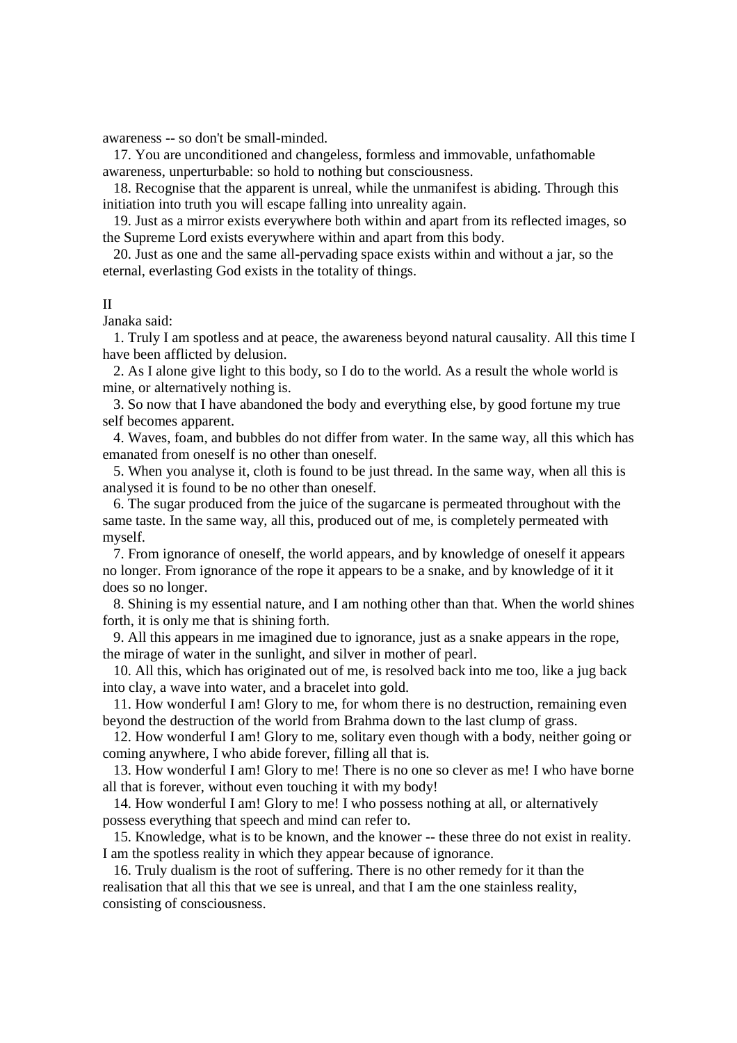awareness -- so don't be small-minded.

17. You are unconditioned and changeless, formless and immovable, unfathomable awareness, unperturbable: so hold to nothing but consciousness.

18. Recognise that the apparent is unreal, while the unmanifest is abiding. Through this initiation into truth you will escape falling into unreality again.

19. Just as a mirror exists everywhere both within and apart from its reflected images, so the Supreme Lord exists everywhere within and apart from this body.

20. Just as one and the same all-pervading space exists within and without a jar, so the eternal, everlasting God exists in the totality of things.

## II

Janaka said:

1. Truly I am spotless and at peace, the awareness beyond natural causality. All this time I have been afflicted by delusion.

2. As I alone give light to this body, so I do to the world. As a result the whole world is mine, or alternatively nothing is.

3. So now that I have abandoned the body and everything else, by good fortune my true self becomes apparent.

4. Waves, foam, and bubbles do not differ from water. In the same way, all this which has emanated from oneself is no other than oneself.

5. When you analyse it, cloth is found to be just thread. In the same way, when all this is analysed it is found to be no other than oneself.

6. The sugar produced from the juice of the sugarcane is permeated throughout with the same taste. In the same way, all this, produced out of me, is completely permeated with myself.

7. From ignorance of oneself, the world appears, and by knowledge of oneself it appears no longer. From ignorance of the rope it appears to be a snake, and by knowledge of it it does so no longer.

8. Shining is my essential nature, and I am nothing other than that. When the world shines forth, it is only me that is shining forth.

9. All this appears in me imagined due to ignorance, just as a snake appears in the rope, the mirage of water in the sunlight, and silver in mother of pearl.

10. All this, which has originated out of me, is resolved back into me too, like a jug back into clay, a wave into water, and a bracelet into gold.

11. How wonderful I am! Glory to me, for whom there is no destruction, remaining even beyond the destruction of the world from Brahma down to the last clump of grass.

12. How wonderful I am! Glory to me, solitary even though with a body, neither going or coming anywhere, I who abide forever, filling all that is.

13. How wonderful I am! Glory to me! There is no one so clever as me! I who have borne all that is forever, without even touching it with my body!

14. How wonderful I am! Glory to me! I who possess nothing at all, or alternatively possess everything that speech and mind can refer to.

15. Knowledge, what is to be known, and the knower -- these three do not exist in reality. I am the spotless reality in which they appear because of ignorance.

16. Truly dualism is the root of suffering. There is no other remedy for it than the realisation that all this that we see is unreal, and that I am the one stainless reality, consisting of consciousness.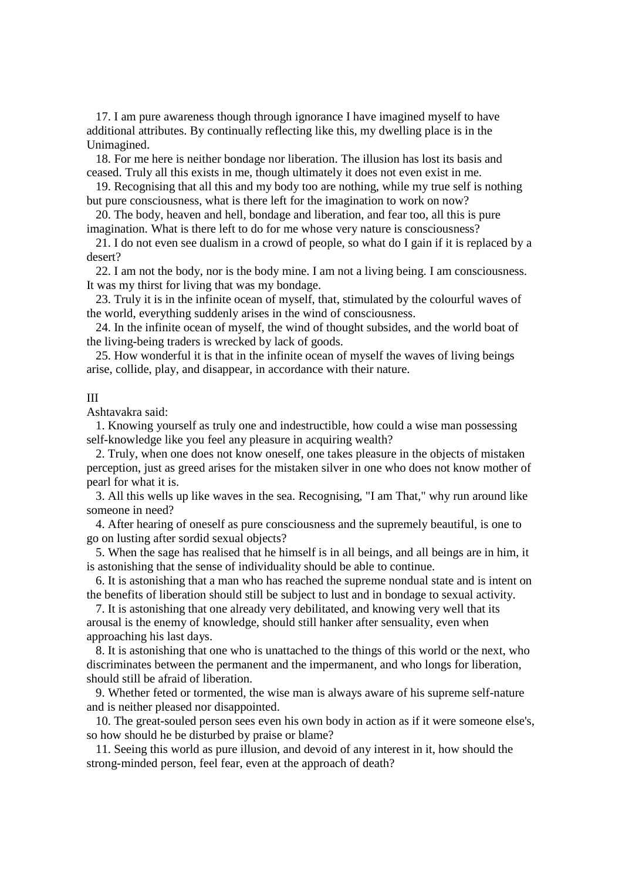17. I am pure awareness though through ignorance I have imagined myself to have additional attributes. By continually reflecting like this, my dwelling place is in the Unimagined.

18. For me here is neither bondage nor liberation. The illusion has lost its basis and ceased. Truly all this exists in me, though ultimately it does not even exist in me.

19. Recognising that all this and my body too are nothing, while my true self is nothing but pure consciousness, what is there left for the imagination to work on now?

20. The body, heaven and hell, bondage and liberation, and fear too, all this is pure imagination. What is there left to do for me whose very nature is consciousness?

21. I do not even see dualism in a crowd of people, so what do I gain if it is replaced by a desert?

22. I am not the body, nor is the body mine. I am not a living being. I am consciousness. It was my thirst for living that was my bondage.

23. Truly it is in the infinite ocean of myself, that, stimulated by the colourful waves of the world, everything suddenly arises in the wind of consciousness.

24. In the infinite ocean of myself, the wind of thought subsides, and the world boat of the living-being traders is wrecked by lack of goods.

25. How wonderful it is that in the infinite ocean of myself the waves of living beings arise, collide, play, and disappear, in accordance with their nature.

## III

Ashtavakra said:

1. Knowing yourself as truly one and indestructible, how could a wise man possessing self-knowledge like you feel any pleasure in acquiring wealth?

2. Truly, when one does not know oneself, one takes pleasure in the objects of mistaken perception, just as greed arises for the mistaken silver in one who does not know mother of pearl for what it is.

3. All this wells up like waves in the sea. Recognising, "I am That," why run around like someone in need?

4. After hearing of oneself as pure consciousness and the supremely beautiful, is one to go on lusting after sordid sexual objects?

5. When the sage has realised that he himself is in all beings, and all beings are in him, it is astonishing that the sense of individuality should be able to continue.

6. It is astonishing that a man who has reached the supreme nondual state and is intent on the benefits of liberation should still be subject to lust and in bondage to sexual activity.

7. It is astonishing that one already very debilitated, and knowing very well that its arousal is the enemy of knowledge, should still hanker after sensuality, even when approaching his last days.

8. It is astonishing that one who is unattached to the things of this world or the next, who discriminates between the permanent and the impermanent, and who longs for liberation, should still be afraid of liberation.

9. Whether feted or tormented, the wise man is always aware of his supreme self-nature and is neither pleased nor disappointed.

10. The great-souled person sees even his own body in action as if it were someone else's, so how should he be disturbed by praise or blame?

11. Seeing this world as pure illusion, and devoid of any interest in it, how should the strong-minded person, feel fear, even at the approach of death?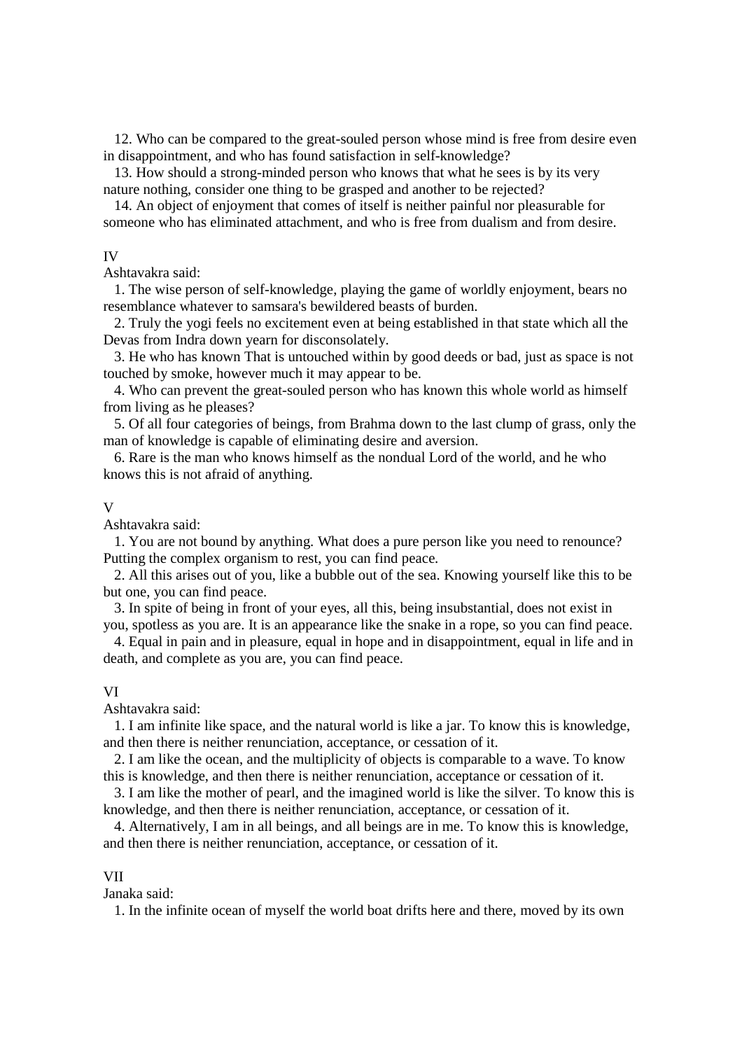12. Who can be compared to the great-souled person whose mind is free from desire even in disappointment, and who has found satisfaction in self-knowledge?

13. How should a strong-minded person who knows that what he sees is by its very nature nothing, consider one thing to be grasped and another to be rejected?

14. An object of enjoyment that comes of itself is neither painful nor pleasurable for someone who has eliminated attachment, and who is free from dualism and from desire.

## IV

Ashtavakra said:

1. The wise person of self-knowledge, playing the game of worldly enjoyment, bears no resemblance whatever to samsara's bewildered beasts of burden.

2. Truly the yogi feels no excitement even at being established in that state which all the Devas from Indra down yearn for disconsolately.

3. He who has known That is untouched within by good deeds or bad, just as space is not touched by smoke, however much it may appear to be.

4. Who can prevent the great-souled person who has known this whole world as himself from living as he pleases?

5. Of all four categories of beings, from Brahma down to the last clump of grass, only the man of knowledge is capable of eliminating desire and aversion.

6. Rare is the man who knows himself as the nondual Lord of the world, and he who knows this is not afraid of anything.

## V

Ashtavakra said:

1. You are not bound by anything. What does a pure person like you need to renounce? Putting the complex organism to rest, you can find peace.

2. All this arises out of you, like a bubble out of the sea. Knowing yourself like this to be but one, you can find peace.

3. In spite of being in front of your eyes, all this, being insubstantial, does not exist in you, spotless as you are. It is an appearance like the snake in a rope, so you can find peace.

4. Equal in pain and in pleasure, equal in hope and in disappointment, equal in life and in death, and complete as you are, you can find peace.

## VI

Ashtavakra said:

1. I am infinite like space, and the natural world is like a jar. To know this is knowledge, and then there is neither renunciation, acceptance, or cessation of it.

2. I am like the ocean, and the multiplicity of objects is comparable to a wave. To know this is knowledge, and then there is neither renunciation, acceptance or cessation of it.

3. I am like the mother of pearl, and the imagined world is like the silver. To know this is knowledge, and then there is neither renunciation, acceptance, or cessation of it.

4. Alternatively, I am in all beings, and all beings are in me. To know this is knowledge, and then there is neither renunciation, acceptance, or cessation of it.

## VII

Janaka said:

1. In the infinite ocean of myself the world boat drifts here and there, moved by its own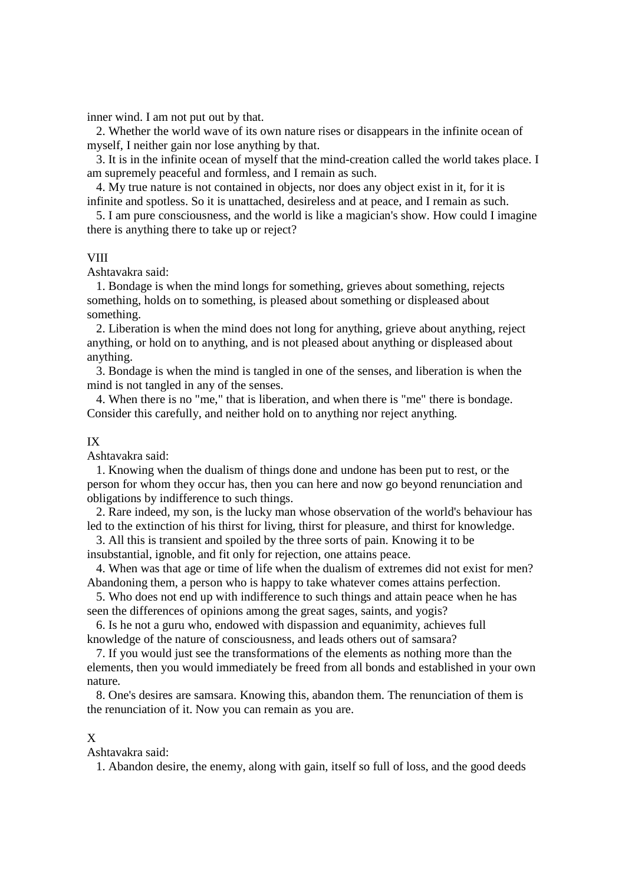inner wind. I am not put out by that.

2. Whether the world wave of its own nature rises or disappears in the infinite ocean of myself, I neither gain nor lose anything by that.

3. It is in the infinite ocean of myself that the mind-creation called the world takes place. I am supremely peaceful and formless, and I remain as such.

4. My true nature is not contained in objects, nor does any object exist in it, for it is infinite and spotless. So it is unattached, desireless and at peace, and I remain as such.

5. I am pure consciousness, and the world is like a magician's show. How could I imagine there is anything there to take up or reject?

## VIII

Ashtavakra said:

1. Bondage is when the mind longs for something, grieves about something, rejects something, holds on to something, is pleased about something or displeased about something.

2. Liberation is when the mind does not long for anything, grieve about anything, reject anything, or hold on to anything, and is not pleased about anything or displeased about anything.

3. Bondage is when the mind is tangled in one of the senses, and liberation is when the mind is not tangled in any of the senses.

4. When there is no "me," that is liberation, and when there is "me" there is bondage. Consider this carefully, and neither hold on to anything nor reject anything.

## IX

Ashtavakra said:

1. Knowing when the dualism of things done and undone has been put to rest, or the person for whom they occur has, then you can here and now go beyond renunciation and obligations by indifference to such things.

2. Rare indeed, my son, is the lucky man whose observation of the world's behaviour has led to the extinction of his thirst for living, thirst for pleasure, and thirst for knowledge.

3. All this is transient and spoiled by the three sorts of pain. Knowing it to be insubstantial, ignoble, and fit only for rejection, one attains peace.

4. When was that age or time of life when the dualism of extremes did not exist for men? Abandoning them, a person who is happy to take whatever comes attains perfection.

5. Who does not end up with indifference to such things and attain peace when he has seen the differences of opinions among the great sages, saints, and yogis?

6. Is he not a guru who, endowed with dispassion and equanimity, achieves full knowledge of the nature of consciousness, and leads others out of samsara?

7. If you would just see the transformations of the elements as nothing more than the elements, then you would immediately be freed from all bonds and established in your own nature.

8. One's desires are samsara. Knowing this, abandon them. The renunciation of them is the renunciation of it. Now you can remain as you are.

## X

Ashtavakra said:

1. Abandon desire, the enemy, along with gain, itself so full of loss, and the good deeds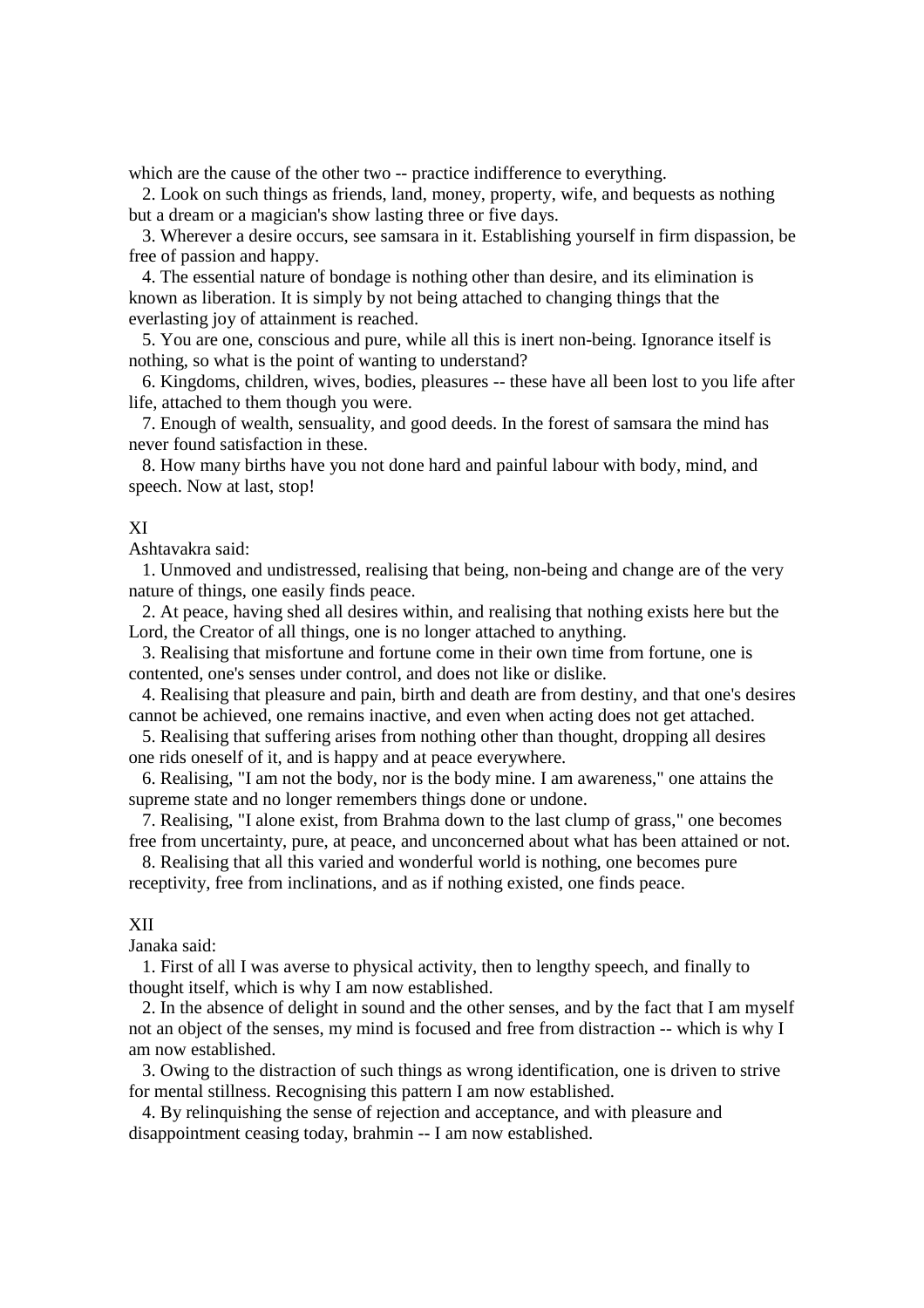which are the cause of the other two -- practice indifference to everything.

2. Look on such things as friends, land, money, property, wife, and bequests as nothing but a dream or a magician's show lasting three or five days.

3. Wherever a desire occurs, see samsara in it. Establishing yourself in firm dispassion, be free of passion and happy.

4. The essential nature of bondage is nothing other than desire, and its elimination is known as liberation. It is simply by not being attached to changing things that the everlasting joy of attainment is reached.

5. You are one, conscious and pure, while all this is inert non-being. Ignorance itself is nothing, so what is the point of wanting to understand?

6. Kingdoms, children, wives, bodies, pleasures -- these have all been lost to you life after life, attached to them though you were.

7. Enough of wealth, sensuality, and good deeds. In the forest of samsara the mind has never found satisfaction in these.

8. How many births have you not done hard and painful labour with body, mind, and speech. Now at last, stop!

XI

Ashtavakra said:

1. Unmoved and undistressed, realising that being, non-being and change are of the very nature of things, one easily finds peace.

2. At peace, having shed all desires within, and realising that nothing exists here but the Lord, the Creator of all things, one is no longer attached to anything.

3. Realising that misfortune and fortune come in their own time from fortune, one is contented, one's senses under control, and does not like or dislike.

4. Realising that pleasure and pain, birth and death are from destiny, and that one's desires cannot be achieved, one remains inactive, and even when acting does not get attached.

5. Realising that suffering arises from nothing other than thought, dropping all desires one rids oneself of it, and is happy and at peace everywhere.

6. Realising, "I am not the body, nor is the body mine. I am awareness," one attains the supreme state and no longer remembers things done or undone.

7. Realising, "I alone exist, from Brahma down to the last clump of grass," one becomes free from uncertainty, pure, at peace, and unconcerned about what has been attained or not.

8. Realising that all this varied and wonderful world is nothing, one becomes pure receptivity, free from inclinations, and as if nothing existed, one finds peace.

XII

Janaka said:

1. First of all I was averse to physical activity, then to lengthy speech, and finally to thought itself, which is why I am now established.

2. In the absence of delight in sound and the other senses, and by the fact that I am myself not an object of the senses, my mind is focused and free from distraction -- which is why I am now established.

3. Owing to the distraction of such things as wrong identification, one is driven to strive for mental stillness. Recognising this pattern I am now established.

4. By relinquishing the sense of rejection and acceptance, and with pleasure and disappointment ceasing today, brahmin -- I am now established.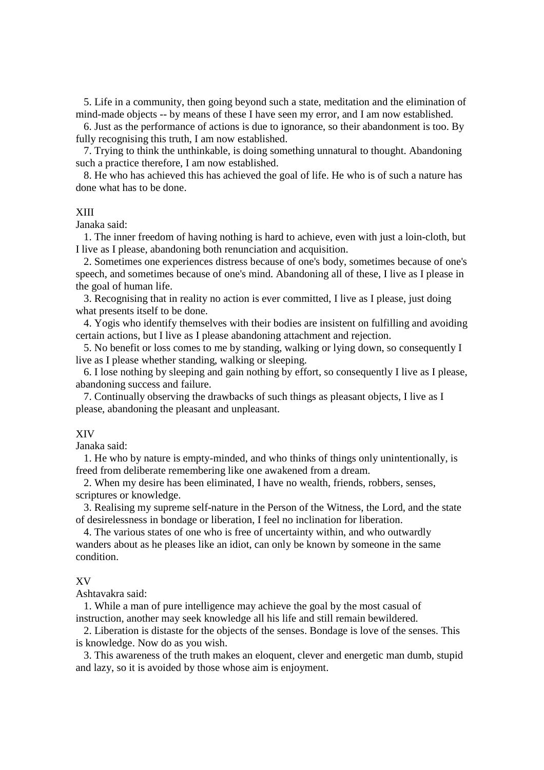5. Life in a community, then going beyond such a state, meditation and the elimination of mind-made objects -- by means of these I have seen my error, and I am now established.

6. Just as the performance of actions is due to ignorance, so their abandonment is too. By fully recognising this truth, I am now established.

7. Trying to think the unthinkable, is doing something unnatural to thought. Abandoning such a practice therefore, I am now established.

8. He who has achieved this has achieved the goal of life. He who is of such a nature has done what has to be done.

## XIII

Janaka said:

1. The inner freedom of having nothing is hard to achieve, even with just a loin-cloth, but I live as I please, abandoning both renunciation and acquisition.

2. Sometimes one experiences distress because of one's body, sometimes because of one's speech, and sometimes because of one's mind. Abandoning all of these, I live as I please in the goal of human life.

3. Recognising that in reality no action is ever committed, I live as I please, just doing what presents itself to be done.

4. Yogis who identify themselves with their bodies are insistent on fulfilling and avoiding certain actions, but I live as I please abandoning attachment and rejection.

5. No benefit or loss comes to me by standing, walking or lying down, so consequently I live as I please whether standing, walking or sleeping.

6. I lose nothing by sleeping and gain nothing by effort, so consequently I live as I please, abandoning success and failure.

7. Continually observing the drawbacks of such things as pleasant objects, I live as I please, abandoning the pleasant and unpleasant.

## XIV

Janaka said:

1. He who by nature is empty-minded, and who thinks of things only unintentionally, is freed from deliberate remembering like one awakened from a dream.

2. When my desire has been eliminated, I have no wealth, friends, robbers, senses, scriptures or knowledge.

3. Realising my supreme self-nature in the Person of the Witness, the Lord, and the state of desirelessness in bondage or liberation, I feel no inclination for liberation.

4. The various states of one who is free of uncertainty within, and who outwardly wanders about as he pleases like an idiot, can only be known by someone in the same condition.

## XV

Ashtavakra said:

1. While a man of pure intelligence may achieve the goal by the most casual of instruction, another may seek knowledge all his life and still remain bewildered.

2. Liberation is distaste for the objects of the senses. Bondage is love of the senses. This is knowledge. Now do as you wish.

3. This awareness of the truth makes an eloquent, clever and energetic man dumb, stupid and lazy, so it is avoided by those whose aim is enjoyment.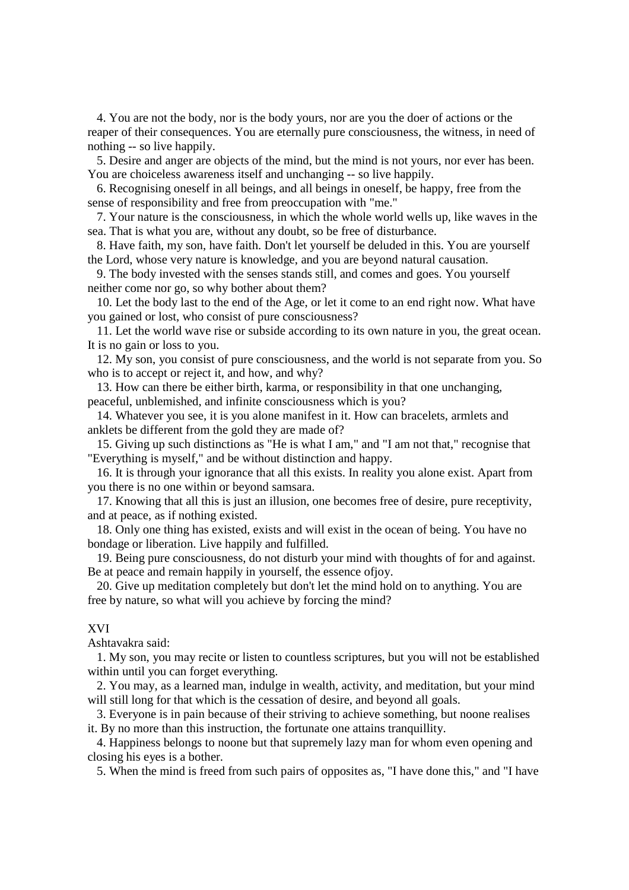4. You are not the body, nor is the body yours, nor are you the doer of actions or the reaper of their consequences. You are eternally pure consciousness, the witness, in need of nothing -- so live happily.

5. Desire and anger are objects of the mind, but the mind is not yours, nor ever has been. You are choiceless awareness itself and unchanging -- so live happily.

6. Recognising oneself in all beings, and all beings in oneself, be happy, free from the sense of responsibility and free from preoccupation with "me."

7. Your nature is the consciousness, in which the whole world wells up, like waves in the sea. That is what you are, without any doubt, so be free of disturbance.

8. Have faith, my son, have faith. Don't let yourself be deluded in this. You are yourself the Lord, whose very nature is knowledge, and you are beyond natural causation.

9. The body invested with the senses stands still, and comes and goes. You yourself neither come nor go, so why bother about them?

10. Let the body last to the end of the Age, or let it come to an end right now. What have you gained or lost, who consist of pure consciousness?

11. Let the world wave rise or subside according to its own nature in you, the great ocean. It is no gain or loss to you.

12. My son, you consist of pure consciousness, and the world is not separate from you. So who is to accept or reject it, and how, and why?

13. How can there be either birth, karma, or responsibility in that one unchanging, peaceful, unblemished, and infinite consciousness which is you?

14. Whatever you see, it is you alone manifest in it. How can bracelets, armlets and anklets be different from the gold they are made of?

15. Giving up such distinctions as "He is what I am," and "I am not that," recognise that "Everything is myself," and be without distinction and happy.

16. It is through your ignorance that all this exists. In reality you alone exist. Apart from you there is no one within or beyond samsara.

17. Knowing that all this is just an illusion, one becomes free of desire, pure receptivity, and at peace, as if nothing existed.

18. Only one thing has existed, exists and will exist in the ocean of being. You have no bondage or liberation. Live happily and fulfilled.

19. Being pure consciousness, do not disturb your mind with thoughts of for and against. Be at peace and remain happily in yourself, the essence ofjoy.

20. Give up meditation completely but don't let the mind hold on to anything. You are free by nature, so what will you achieve by forcing the mind?

## XVI

Ashtavakra said:

1. My son, you may recite or listen to countless scriptures, but you will not be established within until you can forget everything.

2. You may, as a learned man, indulge in wealth, activity, and meditation, but your mind will still long for that which is the cessation of desire, and beyond all goals.

3. Everyone is in pain because of their striving to achieve something, but noone realises it. By no more than this instruction, the fortunate one attains tranquillity.

4. Happiness belongs to noone but that supremely lazy man for whom even opening and closing his eyes is a bother.

5. When the mind is freed from such pairs of opposites as, "I have done this," and "I have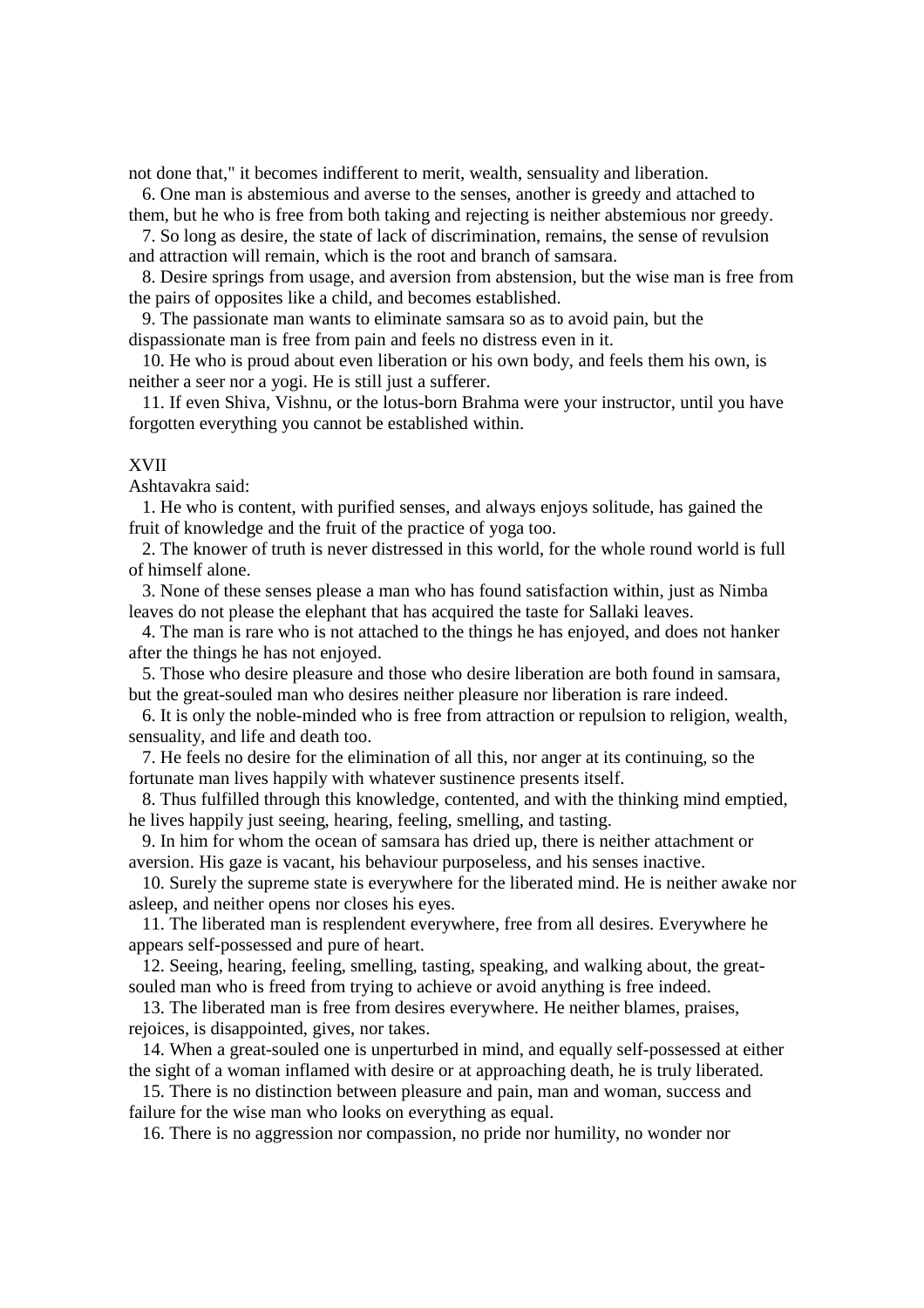not done that," it becomes indifferent to merit, wealth, sensuality and liberation.

6. One man is abstemious and averse to the senses, another is greedy and attached to them, but he who is free from both taking and rejecting is neither abstemious nor greedy.

7. So long as desire, the state of lack of discrimination, remains, the sense of revulsion and attraction will remain, which is the root and branch of samsara.

8. Desire springs from usage, and aversion from abstension, but the wise man is free from the pairs of opposites like a child, and becomes established.

9. The passionate man wants to eliminate samsara so as to avoid pain, but the dispassionate man is free from pain and feels no distress even in it.

10. He who is proud about even liberation or his own body, and feels them his own, is neither a seer nor a yogi. He is still just a sufferer.

11. If even Shiva, Vishnu, or the lotus-born Brahma were your instructor, until you have forgotten everything you cannot be established within.

## XVII

Ashtavakra said:

1. He who is content, with purified senses, and always enjoys solitude, has gained the fruit of knowledge and the fruit of the practice of yoga too.

2. The knower of truth is never distressed in this world, for the whole round world is full of himself alone.

3. None of these senses please a man who has found satisfaction within, just as Nimba leaves do not please the elephant that has acquired the taste for Sallaki leaves.

4. The man is rare who is not attached to the things he has enjoyed, and does not hanker after the things he has not enjoyed.

5. Those who desire pleasure and those who desire liberation are both found in samsara, but the great-souled man who desires neither pleasure nor liberation is rare indeed.

6. It is only the noble-minded who is free from attraction or repulsion to religion, wealth, sensuality, and life and death too.

7. He feels no desire for the elimination of all this, nor anger at its continuing, so the fortunate man lives happily with whatever sustinence presents itself.

8. Thus fulfilled through this knowledge, contented, and with the thinking mind emptied, he lives happily just seeing, hearing, feeling, smelling, and tasting.

9. In him for whom the ocean of samsara has dried up, there is neither attachment or aversion. His gaze is vacant, his behaviour purposeless, and his senses inactive.

10. Surely the supreme state is everywhere for the liberated mind. He is neither awake nor asleep, and neither opens nor closes his eyes.

11. The liberated man is resplendent everywhere, free from all desires. Everywhere he appears self-possessed and pure of heart.

12. Seeing, hearing, feeling, smelling, tasting, speaking, and walking about, the great-souled man who is freed from trying to achieve or avoid anything is free indeed.

13. The liberated man is free from desires everywhere. He neither blames, praises, rejoices, is disappointed, gives, nor takes.

14. When a great-souled one is unperturbed in mind, and equally self-possessed at either the sight of a woman inflamed with desire or at approaching death, he is truly liberated.

15. There is no distinction between pleasure and pain, man and woman, success and failure for the wise man who looks on everything as equal.

16. There is no aggression nor compassion, no pride nor humility, no wonder nor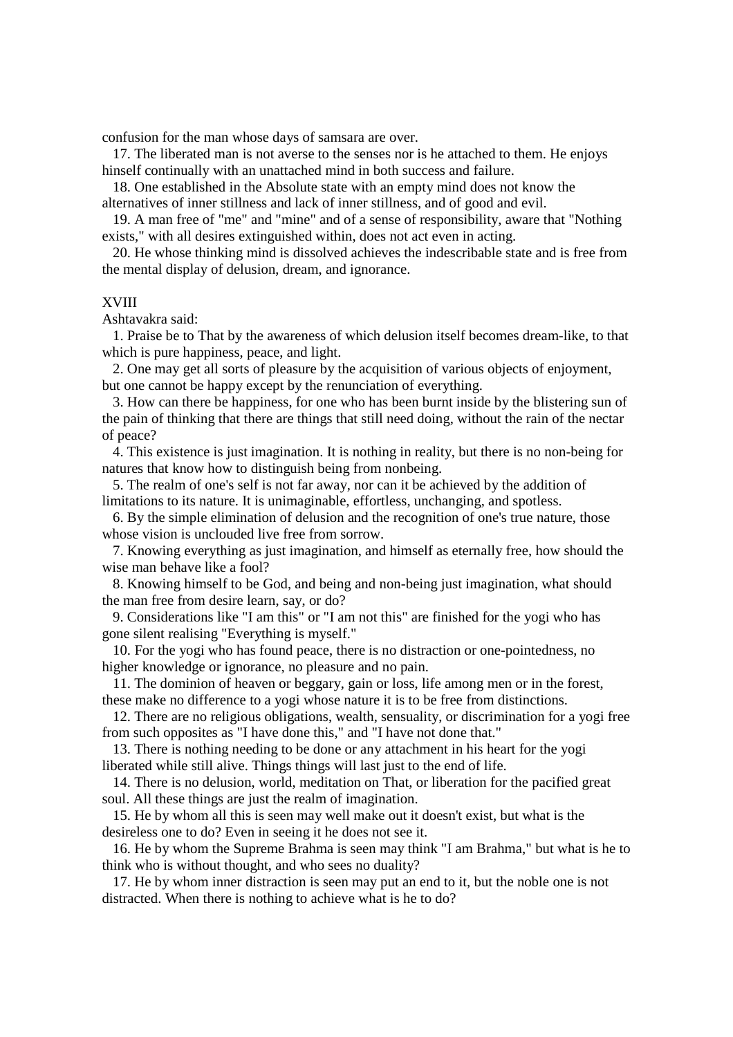confusion for the man whose days of samsara are over.

17. The liberated man is not averse to the senses nor is he attached to them. He enjoys hinself continually with an unattached mind in both success and failure.

18. One established in the Absolute state with an empty mind does not know the alternatives of inner stillness and lack of inner stillness, and of good and evil.

19. A man free of "me" and "mine" and of a sense of responsibility, aware that "Nothing exists," with all desires extinguished within, does not act even in acting.

20. He whose thinking mind is dissolved achieves the indescribable state and is free from the mental display of delusion, dream, and ignorance.

## XVIII

Ashtavakra said:

1. Praise be to That by the awareness of which delusion itself becomes dream-like, to that which is pure happiness, peace, and light.

2. One may get all sorts of pleasure by the acquisition of various objects of enjoyment, but one cannot be happy except by the renunciation of everything.

3. How can there be happiness, for one who has been burnt inside by the blistering sun of the pain of thinking that there are things that still need doing, without the rain of the nectar of peace?

4. This existence is just imagination. It is nothing in reality, but there is no non-being for natures that know how to distinguish being from nonbeing.

5. The realm of one's self is not far away, nor can it be achieved by the addition of limitations to its nature. It is unimaginable, effortless, unchanging, and spotless.

6. By the simple elimination of delusion and the recognition of one's true nature, those whose vision is unclouded live free from sorrow.

7. Knowing everything as just imagination, and himself as eternally free, how should the wise man behave like a fool?

8. Knowing himself to be God, and being and non-being just imagination, what should the man free from desire learn, say, or do?

9. Considerations like "I am this" or "I am not this" are finished for the yogi who has gone silent realising "Everything is myself."

10. For the yogi who has found peace, there is no distraction or one-pointedness, no higher knowledge or ignorance, no pleasure and no pain.

11. The dominion of heaven or beggary, gain or loss, life among men or in the forest, these make no difference to a yogi whose nature it is to be free from distinctions.

12. There are no religious obligations, wealth, sensuality, or discrimination for a yogi free from such opposites as "I have done this," and "I have not done that."

13. There is nothing needing to be done or any attachment in his heart for the yogi liberated while still alive. Things things will last just to the end of life.

14. There is no delusion, world, meditation on That, or liberation for the pacified great soul. All these things are just the realm of imagination.

15. He by whom all this is seen may well make out it doesn't exist, but what is the desireless one to do? Even in seeing it he does not see it.

16. He by whom the Supreme Brahma is seen may think "I am Brahma," but what is he to think who is without thought, and who sees no duality?

17. He by whom inner distraction is seen may put an end to it, but the noble one is not distracted. When there is nothing to achieve what is he to do?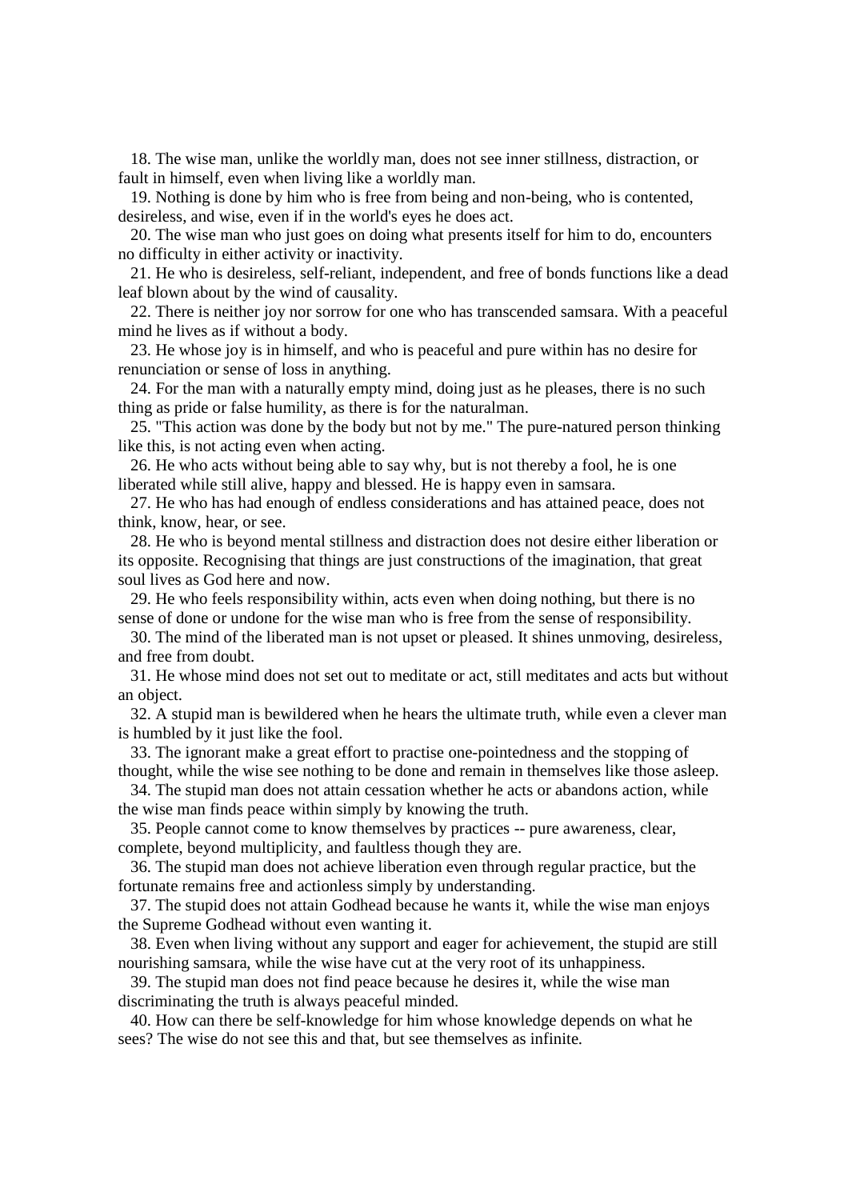18. The wise man, unlike the worldly man, does not see inner stillness, distraction, or fault in himself, even when living like a worldly man.

19. Nothing is done by him who is free from being and non-being, who is contented, desireless, and wise, even if in the world's eyes he does act.

20. The wise man who just goes on doing what presents itself for him to do, encounters no difficulty in either activity or inactivity.

21. He who is desireless, self-reliant, independent, and free of bonds functions like a dead leaf blown about by the wind of causality.

22. There is neither joy nor sorrow for one who has transcended samsara. With a peaceful mind he lives as if without a body.

23. He whose joy is in himself, and who is peaceful and pure within has no desire for renunciation or sense of loss in anything.

24. For the man with a naturally empty mind, doing just as he pleases, there is no such thing as pride or false humility, as there is for the naturalman.

25. "This action was done by the body but not by me." The pure-natured person thinking like this, is not acting even when acting.

26. He who acts without being able to say why, but is not thereby a fool, he is one liberated while still alive, happy and blessed. He is happy even in samsara.

27. He who has had enough of endless considerations and has attained peace, does not think, know, hear, or see.

28. He who is beyond mental stillness and distraction does not desire either liberation or its opposite. Recognising that things are just constructions of the imagination, that great soul lives as God here and now.

29. He who feels responsibility within, acts even when doing nothing, but there is no sense of done or undone for the wise man who is free from the sense of responsibility.

30. The mind of the liberated man is not upset or pleased. It shines unmoving, desireless, and free from doubt.

31. He whose mind does not set out to meditate or act, still meditates and acts but without an object.

32. A stupid man is bewildered when he hears the ultimate truth, while even a clever man is humbled by it just like the fool.

33. The ignorant make a great effort to practise one-pointedness and the stopping of thought, while the wise see nothing to be done and remain in themselves like those asleep.

34. The stupid man does not attain cessation whether he acts or abandons action, while the wise man finds peace within simply by knowing the truth.

35. People cannot come to know themselves by practices -- pure awareness, clear, complete, beyond multiplicity, and faultless though they are.

36. The stupid man does not achieve liberation even through regular practice, but the fortunate remains free and actionless simply by understanding.

37. The stupid does not attain Godhead because he wants it, while the wise man enjoys the Supreme Godhead without even wanting it.

38. Even when living without any support and eager for achievement, the stupid are still nourishing samsara, while the wise have cut at the very root of its unhappiness.

39. The stupid man does not find peace because he desires it, while the wise man discriminating the truth is always peaceful minded.

40. How can there be self-knowledge for him whose knowledge depends on what he sees? The wise do not see this and that, but see themselves as infinite.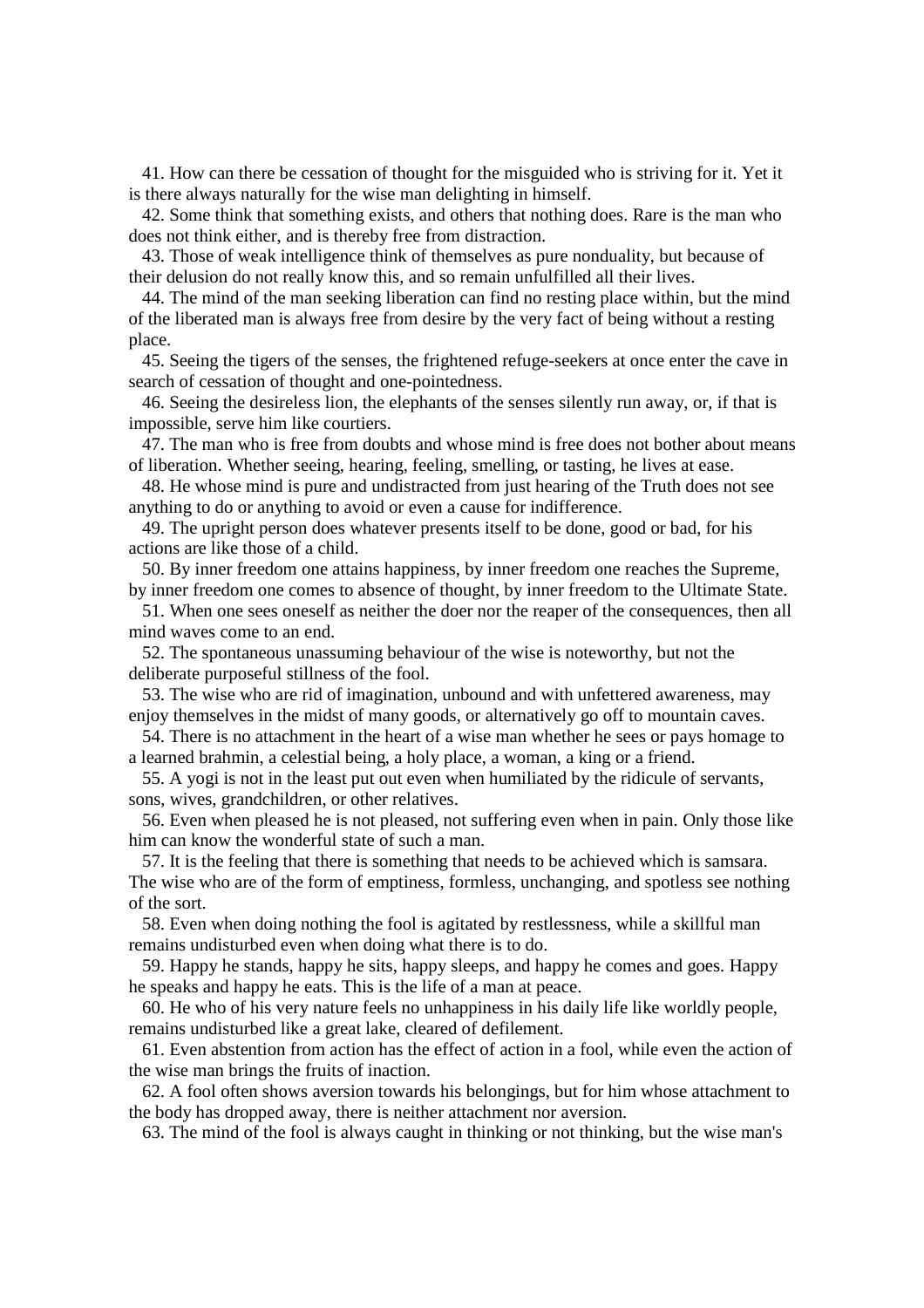41. How can there be cessation of thought for the misguided who is striving for it. Yet it is there always naturally for the wise man delighting in himself.

42. Some think that something exists, and others that nothing does. Rare is the man who does not think either, and is thereby free from distraction.

43. Those of weak intelligence think of themselves as pure nonduality, but because of their delusion do not really know this, and so remain unfulfilled all their lives.

44. The mind of the man seeking liberation can find no resting place within, but the mind of the liberated man is always free from desire by the very fact of being without a resting place.

45. Seeing the tigers of the senses, the frightened refuge-seekers at once enter the cave in search of cessation of thought and one-pointedness.

46. Seeing the desireless lion, the elephants of the senses silently run away, or, if that is impossible, serve him like courtiers.

47. The man who is free from doubts and whose mind is free does not bother about means of liberation. Whether seeing, hearing, feeling, smelling, or tasting, he lives at ease.

48. He whose mind is pure and undistracted from just hearing of the Truth does not see anything to do or anything to avoid or even a cause for indifference.

49. The upright person does whatever presents itself to be done, good or bad, for his actions are like those of a child.

50. By inner freedom one attains happiness, by inner freedom one reaches the Supreme, by inner freedom one comes to absence of thought, by inner freedom to the Ultimate State.

51. When one sees oneself as neither the doer nor the reaper of the consequences, then all mind waves come to an end.

52. The spontaneous unassuming behaviour of the wise is noteworthy, but not the deliberate purposeful stillness of the fool.

53. The wise who are rid of imagination, unbound and with unfettered awareness, may enjoy themselves in the midst of many goods, or alternatively go off to mountain caves.

54. There is no attachment in the heart of a wise man whether he sees or pays homage to a learned brahmin, a celestial being, a holy place, a woman, a king or a friend.

55. A yogi is not in the least put out even when humiliated by the ridicule of servants, sons, wives, grandchildren, or other relatives.

56. Even when pleased he is not pleased, not suffering even when in pain. Only those like him can know the wonderful state of such a man.

57. It is the feeling that there is something that needs to be achieved which is samsara. The wise who are of the form of emptiness, formless, unchanging, and spotless see nothing of the sort.

58. Even when doing nothing the fool is agitated by restlessness, while a skillful man remains undisturbed even when doing what there is to do.

59. Happy he stands, happy he sits, happy sleeps, and happy he comes and goes. Happy he speaks and happy he eats. This is the life of a man at peace.

60. He who of his very nature feels no unhappiness in his daily life like worldly people, remains undisturbed like a great lake, cleared of defilement.

61. Even abstention from action has the effect of action in a fool, while even the action of the wise man brings the fruits of inaction.

62. A fool often shows aversion towards his belongings, but for him whose attachment to the body has dropped away, there is neither attachment nor aversion.

63. The mind of the fool is always caught in thinking or not thinking, but the wise man's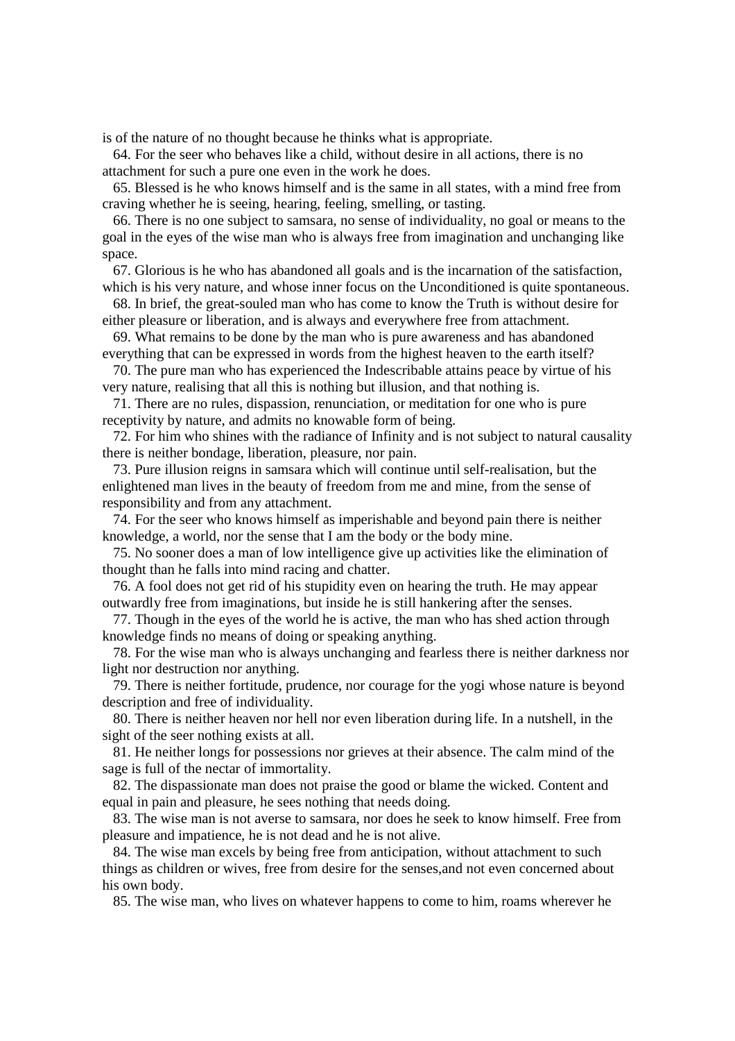is of the nature of no thought because he thinks what is appropriate.

64. For the seer who behaves like a child, without desire in all actions, there is no attachment for such a pure one even in the work he does.

65. Blessed is he who knows himself and is the same in all states, with a mind free from craving whether he is seeing, hearing, feeling, smelling, or tasting.

66. There is no one subject to samsara, no sense of individuality, no goal or means to the goal in the eyes of the wise man who is always free from imagination and unchanging like space.

67. Glorious is he who has abandoned all goals and is the incarnation of the satisfaction, which is his very nature, and whose inner focus on the Unconditioned is quite spontaneous.

68. In brief, the great-souled man who has come to know the Truth is without desire for either pleasure or liberation, and is always and everywhere free from attachment.

69. What remains to be done by the man who is pure awareness and has abandoned everything that can be expressed in words from the highest heaven to the earth itself?

70. The pure man who has experienced the Indescribable attains peace by virtue of his very nature, realising that all this is nothing but illusion, and that nothing is.

71. There are no rules, dispassion, renunciation, or meditation for one who is pure receptivity by nature, and admits no knowable form of being.

72. For him who shines with the radiance of Infinity and is not subject to natural causality there is neither bondage, liberation, pleasure, nor pain.

73. Pure illusion reigns in samsara which will continue until self-realisation, but the enlightened man lives in the beauty of freedom from me and mine, from the sense of responsibility and from any attachment.

74. For the seer who knows himself as imperishable and beyond pain there is neither knowledge, a world, nor the sense that I am the body or the body mine.

75. No sooner does a man of low intelligence give up activities like the elimination of thought than he falls into mind racing and chatter.

76. A fool does not get rid of his stupidity even on hearing the truth. He may appear outwardly free from imaginations, but inside he is still hankering after the senses.

77. Though in the eyes of the world he is active, the man who has shed action through knowledge finds no means of doing or speaking anything.

78. For the wise man who is always unchanging and fearless there is neither darkness nor light nor destruction nor anything.

79. There is neither fortitude, prudence, nor courage for the yogi whose nature is beyond description and free of individuality.

80. There is neither heaven nor hell nor even liberation during life. In a nutshell, in the sight of the seer nothing exists at all.

81. He neither longs for possessions nor grieves at their absence. The calm mind of the sage is full of the nectar of immortality.

82. The dispassionate man does not praise the good or blame the wicked. Content and equal in pain and pleasure, he sees nothing that needs doing.

83. The wise man is not averse to samsara, nor does he seek to know himself. Free from pleasure and impatience, he is not dead and he is not alive.

84. The wise man excels by being free from anticipation, without attachment to such things as children or wives, free from desire for the senses,and not even concerned about his own body.

85. The wise man, who lives on whatever happens to come to him, roams wherever he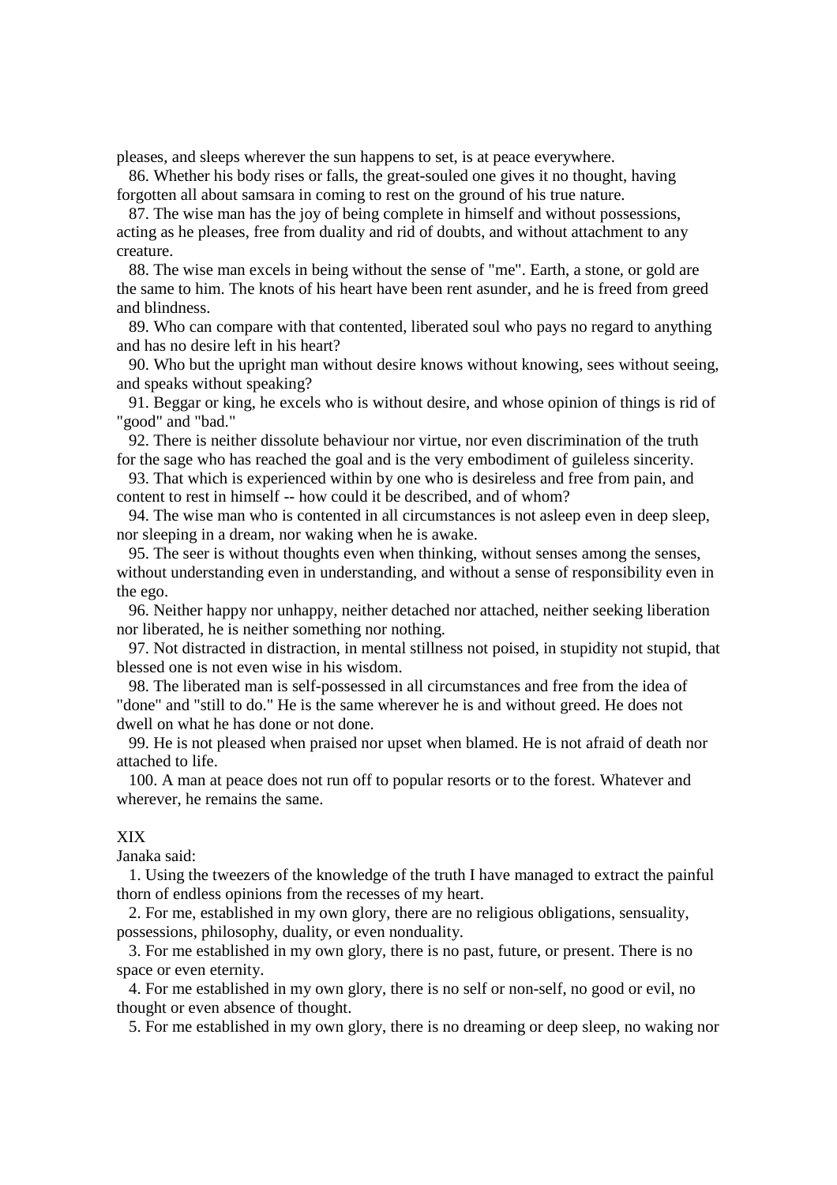pleases, and sleeps wherever the sun happens to set, is at peace everywhere.

86. Whether his body rises or falls, the great-souled one gives it no thought, having forgotten all about samsara in coming to rest on the ground of his true nature.

87. The wise man has the joy of being complete in himself and without possessions, acting as he pleases, free from duality and rid of doubts, and without attachment to any creature.

88. The wise man excels in being without the sense of "me". Earth, a stone, or gold are the same to him. The knots of his heart have been rent asunder, and he is freed from greed and blindness.

89. Who can compare with that contented, liberated soul who pays no regard to anything and has no desire left in his heart?

90. Who but the upright man without desire knows without knowing, sees without seeing, and speaks without speaking?

91. Beggar or king, he excels who is without desire, and whose opinion of things is rid of "good" and "bad."

92. There is neither dissolute behaviour nor virtue, nor even discrimination of the truth for the sage who has reached the goal and is the very embodiment of guileless sincerity.

93. That which is experienced within by one who is desireless and free from pain, and content to rest in himself -- how could it be described, and of whom?

94. The wise man who is contented in all circumstances is not asleep even in deep sleep, nor sleeping in a dream, nor waking when he is awake.

95. The seer is without thoughts even when thinking, without senses among the senses, without understanding even in understanding, and without a sense of responsibility even in the ego.

96. Neither happy nor unhappy, neither detached nor attached, neither seeking liberation nor liberated, he is neither something nor nothing.

97. Not distracted in distraction, in mental stillness not poised, in stupidity not stupid, that blessed one is not even wise in his wisdom.

98. The liberated man is self-possessed in all circumstances and free from the idea of "done" and "still to do." He is the same wherever he is and without greed. He does not dwell on what he has done or not done.

99. He is not pleased when praised nor upset when blamed. He is not afraid of death nor attached to life.

100. A man at peace does not run off to popular resorts or to the forest. Whatever and wherever, he remains the same.

## XIX

Janaka said:

1. Using the tweezers of the knowledge of the truth I have managed to extract the painful thorn of endless opinions from the recesses of my heart.

2. For me, established in my own glory, there are no religious obligations, sensuality, possessions, philosophy, duality, or even nonduality.

3. For me established in my own glory, there is no past, future, or present. There is no space or even eternity.

4. For me established in my own glory, there is no self or non-self, no good or evil, no thought or even absence of thought.

5. For me established in my own glory, there is no dreaming or deep sleep, no waking nor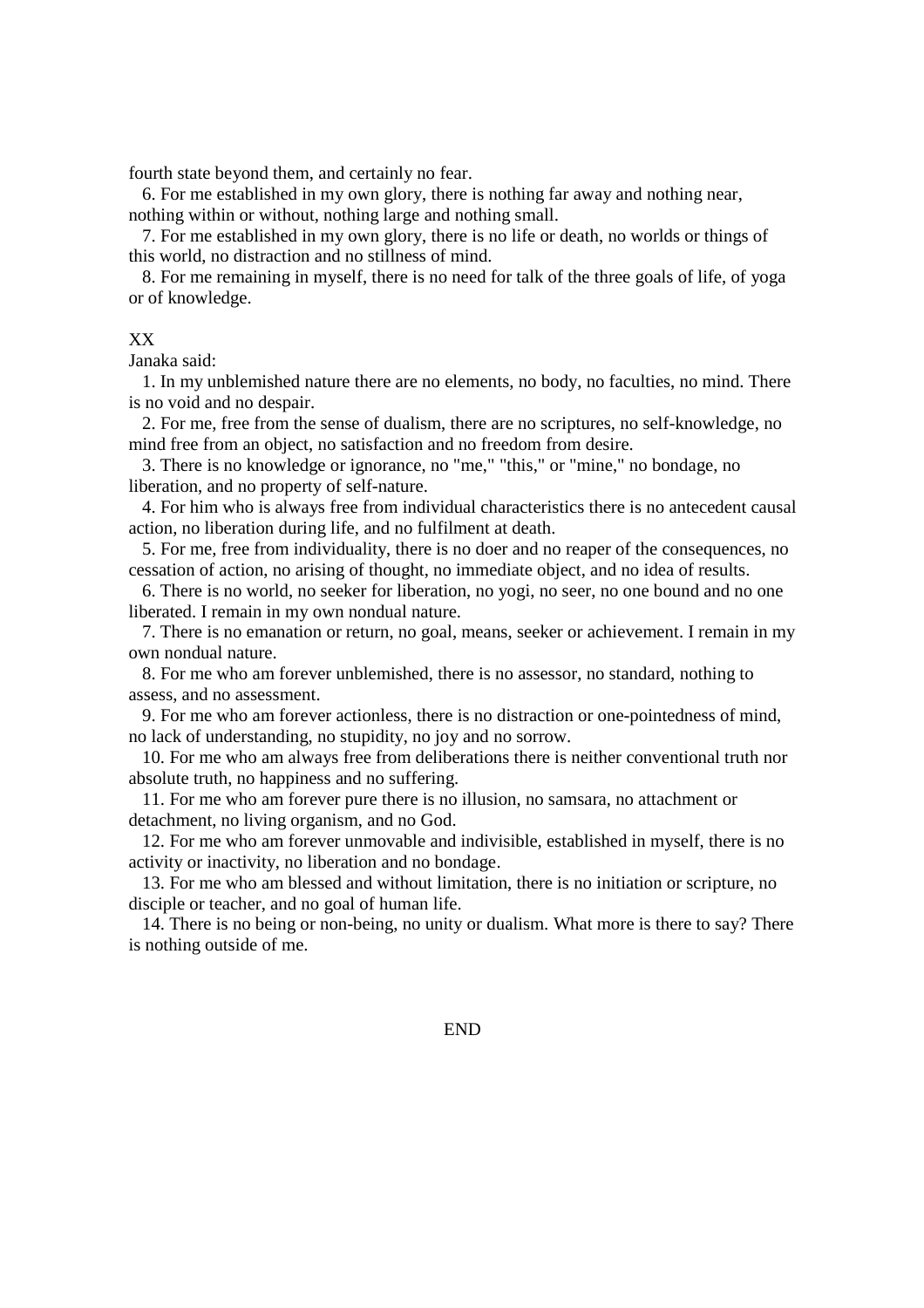fourth state beyond them, and certainly no fear.

6. For me established in my own glory, there is nothing far away and nothing near, nothing within or without, nothing large and nothing small.

7. For me established in my own glory, there is no life or death, no worlds or things of this world, no distraction and no stillness of mind.

8. For me remaining in myself, there is no need for talk of the three goals of life, of yoga or of knowledge.

## XX

Janaka said:

1. In my unblemished nature there are no elements, no body, no faculties, no mind. There is no void and no despair.

2. For me, free from the sense of dualism, there are no scriptures, no self-knowledge, no mind free from an object, no satisfaction and no freedom from desire.

3. There is no knowledge or ignorance, no "me," "this," or "mine," no bondage, no liberation, and no property of self-nature.

4. For him who is always free from individual characteristics there is no antecedent causal action, no liberation during life, and no fulfilment at death.

5. For me, free from individuality, there is no doer and no reaper of the consequences, no cessation of action, no arising of thought, no immediate object, and no idea of results.

6. There is no world, no seeker for liberation, no yogi, no seer, no one bound and no one liberated. I remain in my own nondual nature.

7. There is no emanation or return, no goal, means, seeker or achievement. I remain in my own nondual nature.

8. For me who am forever unblemished, there is no assessor, no standard, nothing to assess, and no assessment.

9. For me who am forever actionless, there is no distraction or one-pointedness of mind, no lack of understanding, no stupidity, no joy and no sorrow.

10. For me who am always free from deliberations there is neither conventional truth nor absolute truth, no happiness and no suffering.

11. For me who am forever pure there is no illusion, no samsara, no attachment or detachment, no living organism, and no God.

12. For me who am forever unmovable and indivisible, established in myself, there is no activity or inactivity, no liberation and no bondage.

13. For me who am blessed and without limitation, there is no initiation or scripture, no disciple or teacher, and no goal of human life.

14. There is no being or non-being, no unity or dualism. What more is there to say? There is nothing outside of me.

END